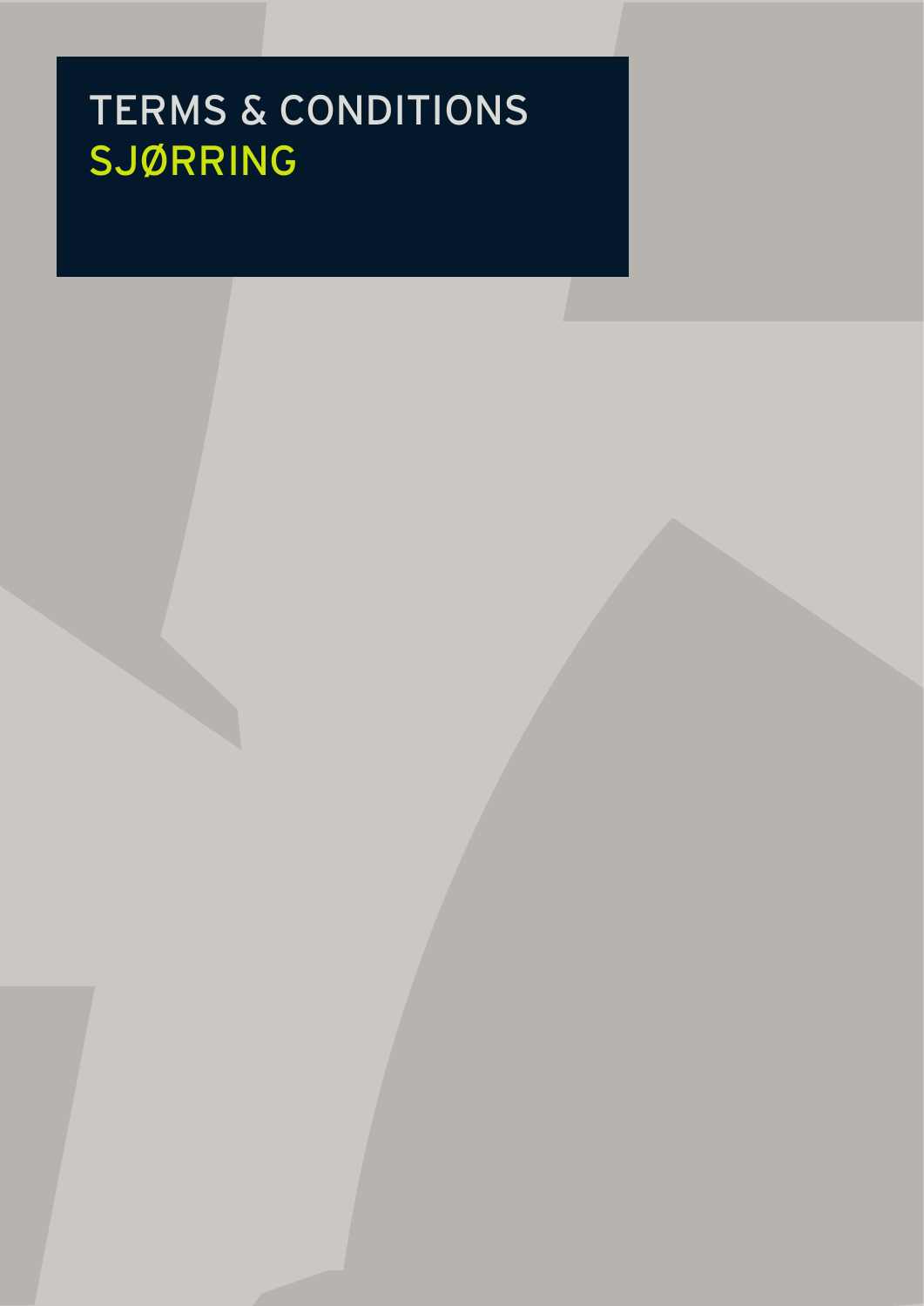# TERMS & CONDITIONS
## SJØRRING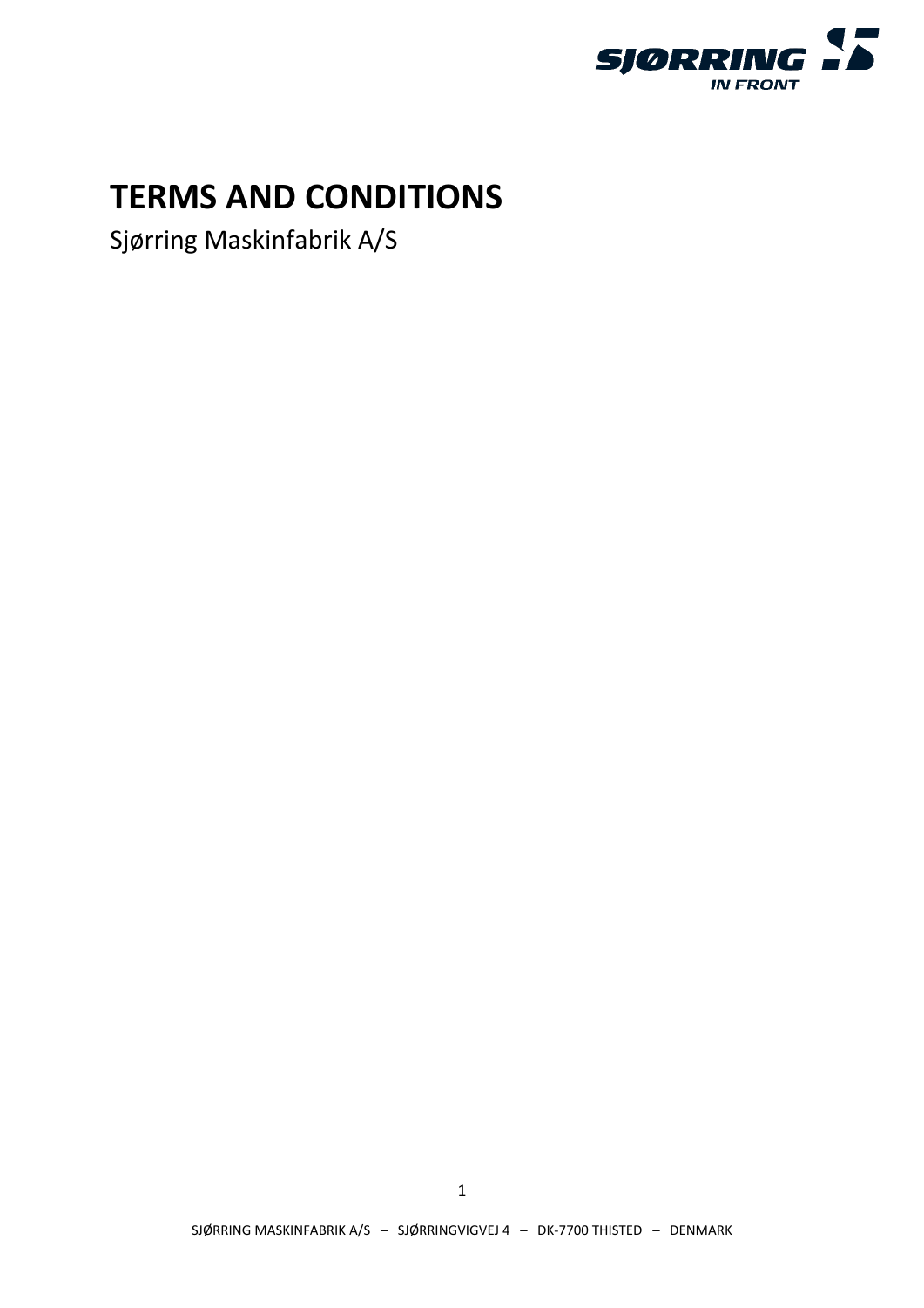# TERMS AND CONDITIONS

Sjørring Maskinfabrik A/S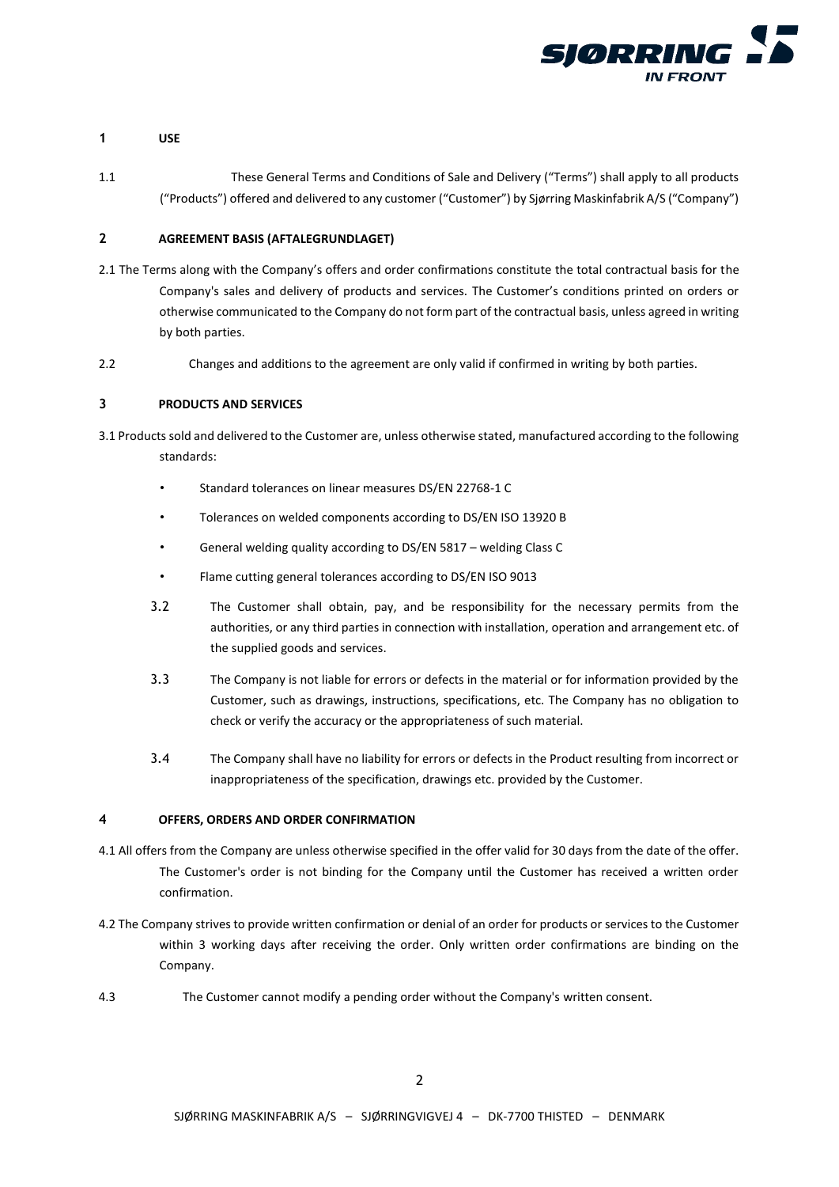## 1 USE

1.1 These General Terms and Conditions of Sale and Delivery ("Terms") shall apply to all products ("Products") offered and delivered to any customer ("Customer") by Sjørring Maskinfabrik A/S ("Company")

## 2 AGREEMENT BASIS (AFTALEGRUNDLAGET)

2.1 The Terms along with the Company's offers and order confirmations constitute the total contractual basis for the Company's sales and delivery of products and services. The Customer's conditions printed on orders or otherwise communicated to the Company do not form part of the contractual basis, unless agreed in writing by both parties.

2.2 Changes and additions to the agreement are only valid if confirmed in writing by both parties.

## 3 PRODUCTS AND SERVICES

3.1 Products sold and delivered to the Customer are, unless otherwise stated, manufactured according to the following standards:

- Standard tolerances on linear measures DS/EN 22768-1 C
- Tolerances on welded components according to DS/EN ISO 13920 B
- General welding quality according to DS/EN 5817 – welding Class C
- Flame cutting general tolerances according to DS/EN ISO 9013

3.2 The Customer shall obtain, pay, and be responsibility for the necessary permits from the authorities, or any third parties in connection with installation, operation and arrangement etc. of the supplied goods and services.

3.3 The Company is not liable for errors or defects in the material or for information provided by the Customer, such as drawings, instructions, specifications, etc. The Company has no obligation to check or verify the accuracy or the appropriateness of such material.

3.4 The Company shall have no liability for errors or defects in the Product resulting from incorrect or inappropriateness of the specification, drawings etc. provided by the Customer.

## 4 OFFERS, ORDERS AND ORDER CONFIRMATION

4.1 All offers from the Company are unless otherwise specified in the offer valid for 30 days from the date of the offer. The Customer's order is not binding for the Company until the Customer has received a written order confirmation.

4.2 The Company strives to provide written confirmation or denial of an order for products or services to the Customer within 3 working days after receiving the order. Only written order confirmations are binding on the Company.

4.3 The Customer cannot modify a pending order without the Company's written consent.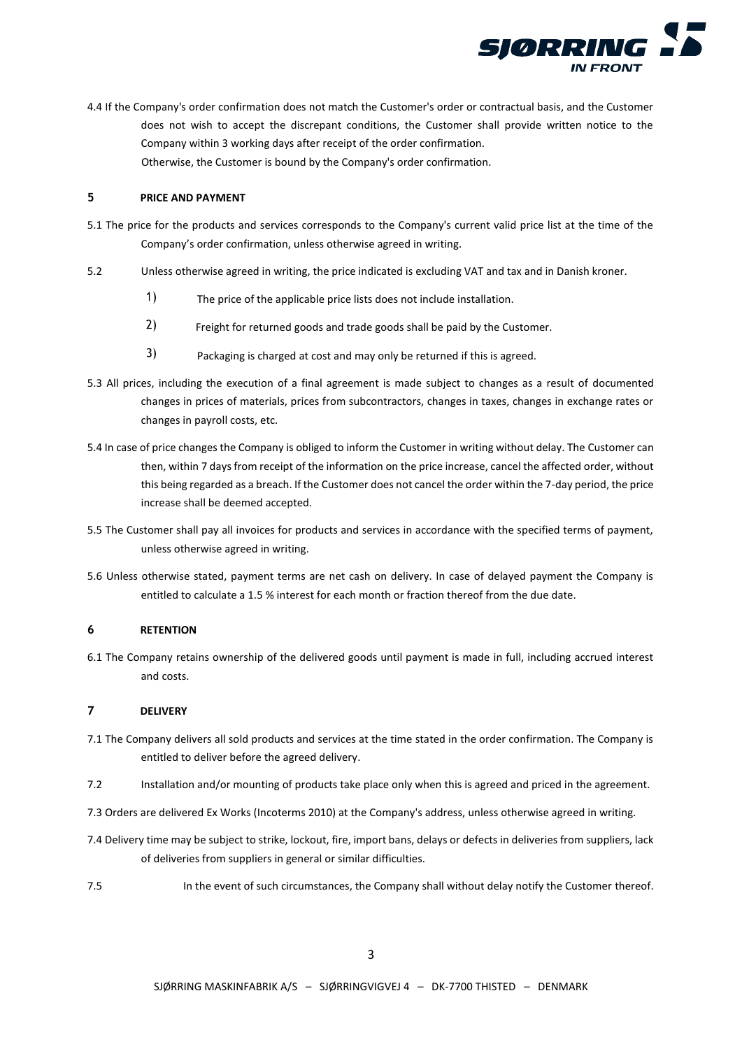4.4 If the Company's order confirmation does not match the Customer's order or contractual basis, and the Customer does not wish to accept the discrepant conditions, the Customer shall provide written notice to the Company within 3 working days after receipt of the order confirmation.
Otherwise, the Customer is bound by the Company's order confirmation.

## 5 PRICE AND PAYMENT

5.1 The price for the products and services corresponds to the Company's current valid price list at the time of the Company's order confirmation, unless otherwise agreed in writing.

5.2 Unless otherwise agreed in writing, the price indicated is excluding VAT and tax and in Danish kroner.

1) The price of the applicable price lists does not include installation.
2) Freight for returned goods and trade goods shall be paid by the Customer.
3) Packaging is charged at cost and may only be returned if this is agreed.

5.3 All prices, including the execution of a final agreement is made subject to changes as a result of documented changes in prices of materials, prices from subcontractors, changes in taxes, changes in exchange rates or changes in payroll costs, etc.

5.4 In case of price changes the Company is obliged to inform the Customer in writing without delay. The Customer can then, within 7 days from receipt of the information on the price increase, cancel the affected order, without this being regarded as a breach. If the Customer does not cancel the order within the 7-day period, the price increase shall be deemed accepted.

5.5 The Customer shall pay all invoices for products and services in accordance with the specified terms of payment, unless otherwise agreed in writing.

5.6 Unless otherwise stated, payment terms are net cash on delivery. In case of delayed payment the Company is entitled to calculate a 1.5 % interest for each month or fraction thereof from the due date.

## 6 RETENTION

6.1 The Company retains ownership of the delivered goods until payment is made in full, including accrued interest and costs.

## 7 DELIVERY

7.1 The Company delivers all sold products and services at the time stated in the order confirmation. The Company is entitled to deliver before the agreed delivery.

7.2 Installation and/or mounting of products take place only when this is agreed and priced in the agreement.

7.3 Orders are delivered Ex Works (Incoterms 2010) at the Company's address, unless otherwise agreed in writing.

7.4 Delivery time may be subject to strike, lockout, fire, import bans, delays or defects in deliveries from suppliers, lack of deliveries from suppliers in general or similar difficulties.

7.5 In the event of such circumstances, the Company shall without delay notify the Customer thereof.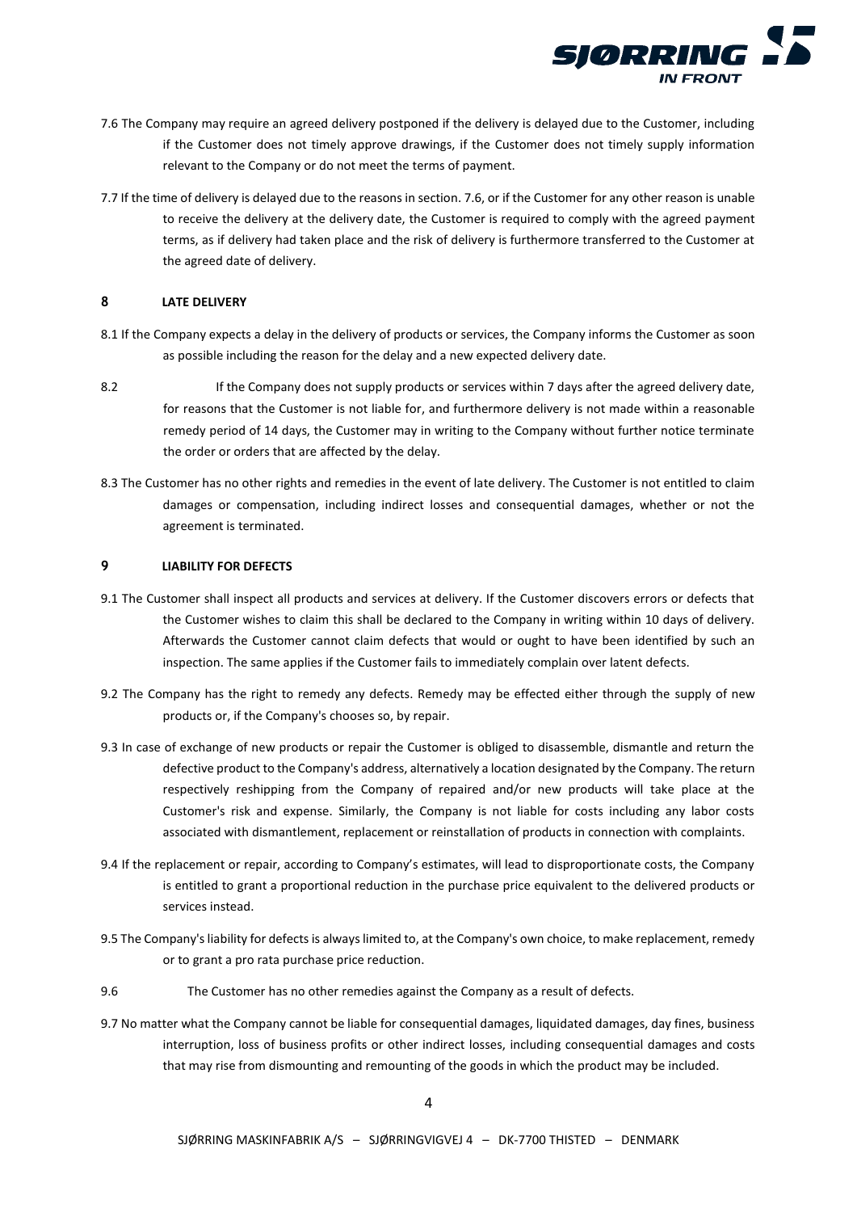7.6 The Company may require an agreed delivery postponed if the delivery is delayed due to the Customer, including if the Customer does not timely approve drawings, if the Customer does not timely supply information relevant to the Company or do not meet the terms of payment.

7.7 If the time of delivery is delayed due to the reasons in section. 7.6, or if the Customer for any other reason is unable to receive the delivery at the delivery date, the Customer is required to comply with the agreed payment terms, as if delivery had taken place and the risk of delivery is furthermore transferred to the Customer at the agreed date of delivery.

## 8 LATE DELIVERY

8.1 If the Company expects a delay in the delivery of products or services, the Company informs the Customer as soon as possible including the reason for the delay and a new expected delivery date.

8.2 If the Company does not supply products or services within 7 days after the agreed delivery date, for reasons that the Customer is not liable for, and furthermore delivery is not made within a reasonable remedy period of 14 days, the Customer may in writing to the Company without further notice terminate the order or orders that are affected by the delay.

8.3 The Customer has no other rights and remedies in the event of late delivery. The Customer is not entitled to claim damages or compensation, including indirect losses and consequential damages, whether or not the agreement is terminated.

## 9 LIABILITY FOR DEFECTS

9.1 The Customer shall inspect all products and services at delivery. If the Customer discovers errors or defects that the Customer wishes to claim this shall be declared to the Company in writing within 10 days of delivery. Afterwards the Customer cannot claim defects that would or ought to have been identified by such an inspection. The same applies if the Customer fails to immediately complain over latent defects.

9.2 The Company has the right to remedy any defects. Remedy may be effected either through the supply of new products or, if the Company's chooses so, by repair.

9.3 In case of exchange of new products or repair the Customer is obliged to disassemble, dismantle and return the defective product to the Company's address, alternatively a location designated by the Company. The return respectively reshipping from the Company of repaired and/or new products will take place at the Customer's risk and expense. Similarly, the Company is not liable for costs including any labor costs associated with dismantlement, replacement or reinstallation of products in connection with complaints.

9.4 If the replacement or repair, according to Company's estimates, will lead to disproportionate costs, the Company is entitled to grant a proportional reduction in the purchase price equivalent to the delivered products or services instead.

9.5 The Company's liability for defects is always limited to, at the Company's own choice, to make replacement, remedy or to grant a pro rata purchase price reduction.

9.6 The Customer has no other remedies against the Company as a result of defects.

9.7 No matter what the Company cannot be liable for consequential damages, liquidated damages, day fines, business interruption, loss of business profits or other indirect losses, including consequential damages and costs that may rise from dismounting and remounting of the goods in which the product may be included.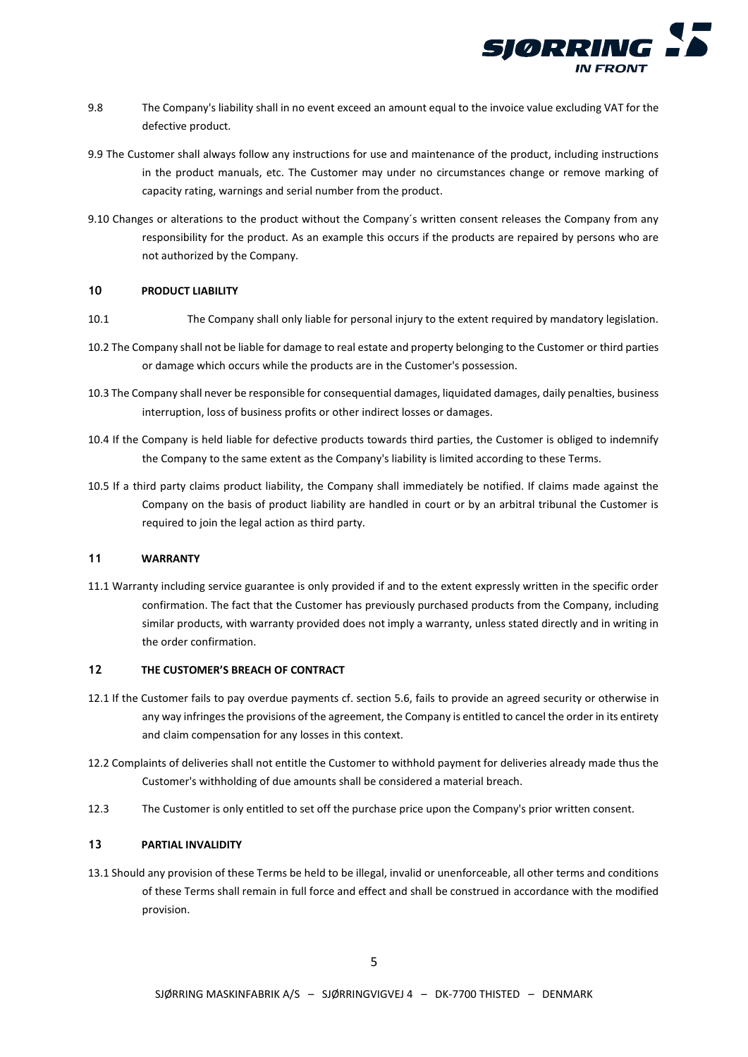9.8 The Company's liability shall in no event exceed an amount equal to the invoice value excluding VAT for the defective product.

9.9 The Customer shall always follow any instructions for use and maintenance of the product, including instructions in the product manuals, etc. The Customer may under no circumstances change or remove marking of capacity rating, warnings and serial number from the product.

9.10 Changes or alterations to the product without the Company´s written consent releases the Company from any responsibility for the product. As an example this occurs if the products are repaired by persons who are not authorized by the Company.

## 10 PRODUCT LIABILITY

10.1 The Company shall only liable for personal injury to the extent required by mandatory legislation.

10.2 The Company shall not be liable for damage to real estate and property belonging to the Customer or third parties or damage which occurs while the products are in the Customer's possession.

10.3 The Company shall never be responsible for consequential damages, liquidated damages, daily penalties, business interruption, loss of business profits or other indirect losses or damages.

10.4 If the Company is held liable for defective products towards third parties, the Customer is obliged to indemnify the Company to the same extent as the Company's liability is limited according to these Terms.

10.5 If a third party claims product liability, the Company shall immediately be notified. If claims made against the Company on the basis of product liability are handled in court or by an arbitral tribunal the Customer is required to join the legal action as third party.

## 11 WARRANTY

11.1 Warranty including service guarantee is only provided if and to the extent expressly written in the specific order confirmation. The fact that the Customer has previously purchased products from the Company, including similar products, with warranty provided does not imply a warranty, unless stated directly and in writing in the order confirmation.

## 12 THE CUSTOMER'S BREACH OF CONTRACT

12.1 If the Customer fails to pay overdue payments cf. section 5.6, fails to provide an agreed security or otherwise in any way infringes the provisions of the agreement, the Company is entitled to cancel the order in its entirety and claim compensation for any losses in this context.

12.2 Complaints of deliveries shall not entitle the Customer to withhold payment for deliveries already made thus the Customer's withholding of due amounts shall be considered a material breach.

12.3 The Customer is only entitled to set off the purchase price upon the Company's prior written consent.

## 13 PARTIAL INVALIDITY

13.1 Should any provision of these Terms be held to be illegal, invalid or unenforceable, all other terms and conditions of these Terms shall remain in full force and effect and shall be construed in accordance with the modified provision.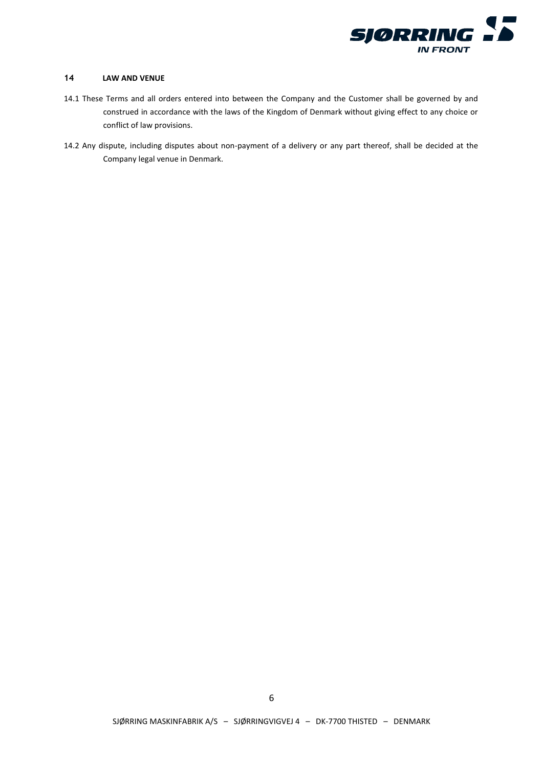## 14 LAW AND VENUE

14.1 These Terms and all orders entered into between the Company and the Customer shall be governed by and construed in accordance with the laws of the Kingdom of Denmark without giving effect to any choice or conflict of law provisions.

14.2 Any dispute, including disputes about non-payment of a delivery or any part thereof, shall be decided at the Company legal venue in Denmark.